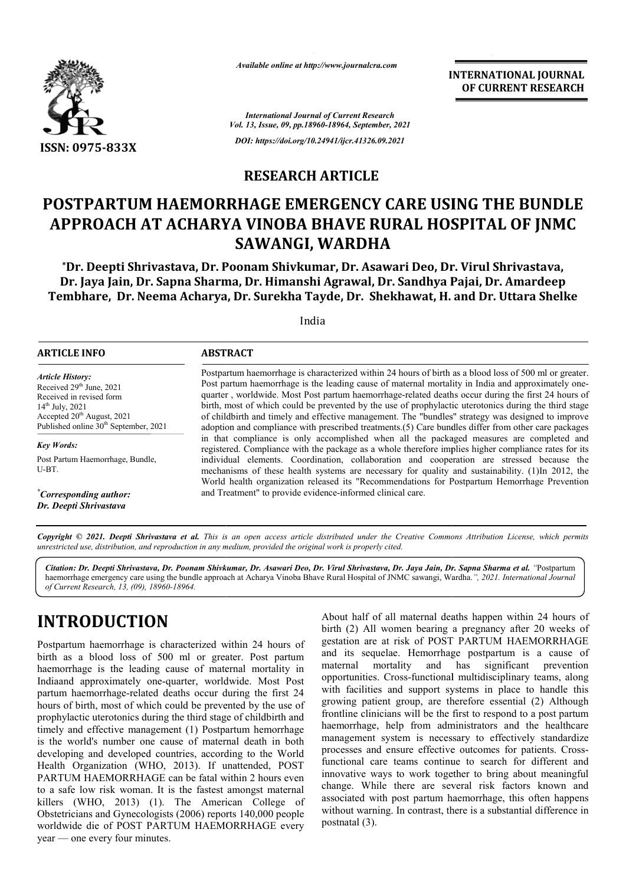*Available online at http://www.journalcra.com*

**INTERNATIONAL JOURNAL OF CURRENT RESEARCH**

*International Journal of Current Research*
*Vol. 13, Issue, 09, pp.18960-18964, September, 2021*

*DOI: https://doi.org/10.24941/ijcr.41326.09.2021*

ISSN: 0975-833X

**RESEARCH ARTICLE**

# POSTPARTUM HAEMORRHAGE EMERGENCY CARE USING THE BUNDLE APPROACH AT ACHARYA VINOBA BHAVE RURAL HOSPITAL OF JNMC SAWANGI, WARDHA

**\*Dr. Deepti Shrivastava, Dr. Poonam Shivkumar, Dr. Asawari Deo, Dr. Virul Shrivastava, Dr. Jaya Jain, Dr. Sapna Sharma, Dr. Himanshi Agrawal, Dr. Sandhya Pajai, Dr. Amardeep Tembhare, Dr. Neema Acharya, Dr. Surekha Tayde, Dr. Shekhawat, H. and Dr. Uttara Shelke**

India

**ARTICLE INFO**

*Article History:*
Received 29th June, 2021
Received in revised form
14th July, 2021
Accepted 20th August, 2021
Published online 30th September, 2021

*Key Words:*
Post Partum Haemorrhage, Bundle, U-BT.

*\*Corresponding author:*
*Dr. Deepti Shrivastava*

**ABSTRACT**

Postpartum haemorrhage is characterized within 24 hours of birth as a blood loss of 500 ml or greater. Post partum haemorrhage is the leading cause of maternal mortality in India and approximately one-quarter , worldwide. Most Post partum haemorrhage-related deaths occur during the first 24 hours of birth, most of which could be prevented by the use of prophylactic uterotonics during the third stage of childbirth and timely and effective management. The "bundles" strategy was designed to improve adoption and compliance with prescribed treatments.(5) Care bundles differ from other care packages in that compliance is only accomplished when all the packaged measures are completed and registered. Compliance with the package as a whole therefore implies higher compliance rates for its individual elements. Coordination, collaboration and cooperation are stressed because the mechanisms of these health systems are necessary for quality and sustainability. (1)In 2012, the World health organization released its "Recommendations for Postpartum Hemorrhage Prevention and Treatment" to provide evidence-informed clinical care.

*Copyright © 2021. Deepti Shrivastava et al. This is an open access article distributed under the Creative Commons Attribution License, which permits unrestricted use, distribution, and reproduction in any medium, provided the original work is properly cited.*

*Citation: Dr. Deepti Shrivastava, Dr. Poonam Shivkumar, Dr. Asawari Deo, Dr. Virul Shrivastava, Dr. Jaya Jain, Dr. Sapna Sharma et al. "*Postpartum haemorrhage emergency care using the bundle approach at Acharya Vinoba Bhave Rural Hospital of JNMC sawangi, Wardha.*", 2021. International Journal of Current Research, 13, (09), 18960-18964.*

# INTRODUCTION

Postpartum haemorrhage is characterized within 24 hours of birth as a blood loss of 500 ml or greater. Post partum haemorrhage is the leading cause of maternal mortality in Indiaand approximately one-quarter, worldwide. Most Post partum haemorrhage-related deaths occur during the first 24 hours of birth, most of which could be prevented by the use of prophylactic uterotonics during the third stage of childbirth and timely and effective management (1) Postpartum hemorrhage is the world's number one cause of maternal death in both developing and developed countries, according to the World Health Organization (WHO, 2013). If unattended, POST PARTUM HAEMORRHAGE can be fatal within 2 hours even to a safe low risk woman. It is the fastest amongst maternal killers (WHO, 2013) (1). The American College of Obstetricians and Gynecologists (2006) reports 140,000 people worldwide die of POST PARTUM HAEMORRHAGE every year — one every four minutes.

About half of all maternal deaths happen within 24 hours of birth (2) All women bearing a pregnancy after 20 weeks of gestation are at risk of POST PARTUM HAEMORRHAGE and its sequelae. Hemorrhage postpartum is a cause of maternal mortality and has significant prevention opportunities. Cross-functional multidisciplinary teams, along with facilities and support systems in place to handle this growing patient group, are therefore essential (2) Although frontline clinicians will be the first to respond to a post partum haemorrhage, help from administrators and the healthcare management system is necessary to effectively standardize processes and ensure effective outcomes for patients. Cross-functional care teams continue to search for different and innovative ways to work together to bring about meaningful change. While there are several risk factors known and associated with post partum haemorrhage, this often happens without warning. In contrast, there is a substantial difference in postnatal (3).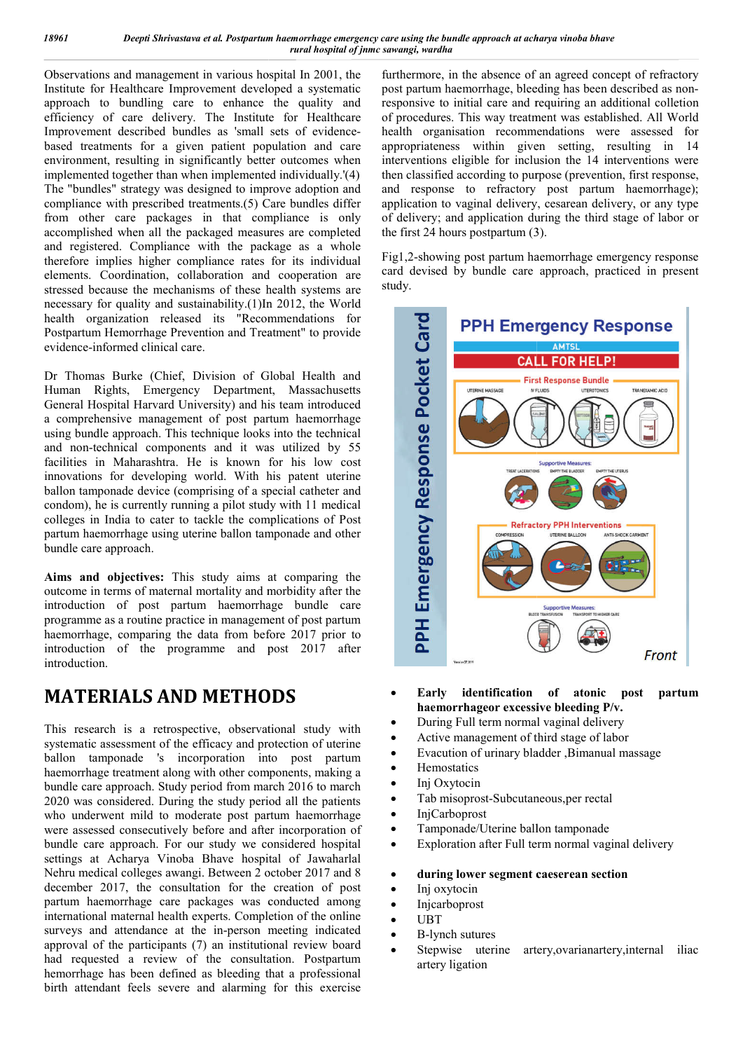Observations and management in various hospital In 2001, the Institute for Healthcare Improvement developed a systematic approach to bundling care to enhance the quality and efficiency of care delivery. The Institute for Healthcare Improvement described bundles as 'small sets of evidence-based treatments for a given patient population and care environment, resulting in significantly better outcomes when implemented together than when implemented individually.'(4) The "bundles" strategy was designed to improve adoption and compliance with prescribed treatments.(5) Care bundles differ from other care packages in that compliance is only accomplished when all the packaged measures are completed and registered. Compliance with the package as a whole therefore implies higher compliance rates for its individual elements. Coordination, collaboration and cooperation are stressed because the mechanisms of these health systems are necessary for quality and sustainability.(1)In 2012, the World health organization released its "Recommendations for Postpartum Hemorrhage Prevention and Treatment" to provide evidence-informed clinical care.

Dr Thomas Burke (Chief, Division of Global Health and Human Rights, Emergency Department, Massachusetts General Hospital Harvard University) and his team introduced a comprehensive management of post partum haemorrhage using bundle approach. This technique looks into the technical and non-technical components and it was utilized by 55 facilities in Maharashtra. He is known for his low cost innovations for developing world. With his patent uterine ballon tamponade device (comprising of a special catheter and condom), he is currently running a pilot study with 11 medical colleges in India to cater to tackle the complications of Post partum haemorrhage using uterine ballon tamponade and other bundle care approach.

**Aims and objectives:** This study aims at comparing the outcome in terms of maternal mortality and morbidity after the introduction of post partum haemorrhage bundle care programme as a routine practice in management of post partum haemorrhage, comparing the data from before 2017 prior to introduction of the programme and post 2017 after introduction.

# MATERIALS AND METHODS

This research is a retrospective, observational study with systematic assessment of the efficacy and protection of uterine ballon tamponade 's incorporation into post partum haemorrhage treatment along with other components, making a bundle care approach. Study period from march 2016 to march 2020 was considered. During the study period all the patients who underwent mild to moderate post partum haemorrhage were assessed consecutively before and after incorporation of bundle care approach. For our study we considered hospital settings at Acharya Vinoba Bhave hospital of Jawaharlal Nehru medical colleges awangi. Between 2 october 2017 and 8 december 2017, the consultation for the creation of post partum haemorrhage care packages was conducted among international maternal health experts. Completion of the online surveys and attendance at the in-person meeting indicated approval of the participants (7) an institutional review board had requested a review of the consultation. Postpartum hemorrhage has been defined as bleeding that a professional birth attendant feels severe and alarming for this exercise furthermore, in the absence of an agreed concept of refractory post partum haemorrhage, bleeding has been described as non-responsive to initial care and requiring an additional colletion of procedures. This way treatment was established. All World health organisation recommendations were assessed for appropriateness within given setting, resulting in 14 interventions eligible for inclusion the 14 interventions were then classified according to purpose (prevention, first response, and response to refractory post partum haemorrhage); application to vaginal delivery, cesarean delivery, or any type of delivery; and application during the third stage of labor or the first 24 hours postpartum (3).

Fig1,2-showing post partum haemorrhage emergency response card devised by bundle care approach, practiced in present study.

PPH Emergency Response Pocket Card

PPH Emergency Response

AMTSL

CALL FOR HELP!

First Response Bundle

UTERINE MASSAGE

IV FLUIDS

UTEROTONICS

TRANEXAMIC ACID

Supportive Measures:

TREAT LACERATIONS

EMPTY THE BLADDER

EMPTY THE UTERUS

Refractory PPH Interventions

COMPRESSION

UTERINE BALLOON

ANTI-SHOCK GARMENT

Supportive Measures:

BLOOD TRANSFUSION

TRANSPORT TO HIGHER CARE

Front

- **Early identification of atonic post partum haemorrhageor excessive bleeding P/v.**
- During Full term normal vaginal delivery
- Active management of third stage of labor
- Evacution of urinary bladder ,Bimanual massage
- Hemostatics
- Inj Oxytocin
- Tab misoprost-Subcutaneous,per rectal
- InjCarboprost
- Tamponade/Uterine ballon tamponade
- Exploration after Full term normal vaginal delivery

- **during lower segment caeserean section**
- Inj oxytocin
- Injcarboprost
- UBT
- B-lynch sutures
- Stepwise uterine artery,ovarianartery,internal iliac artery ligation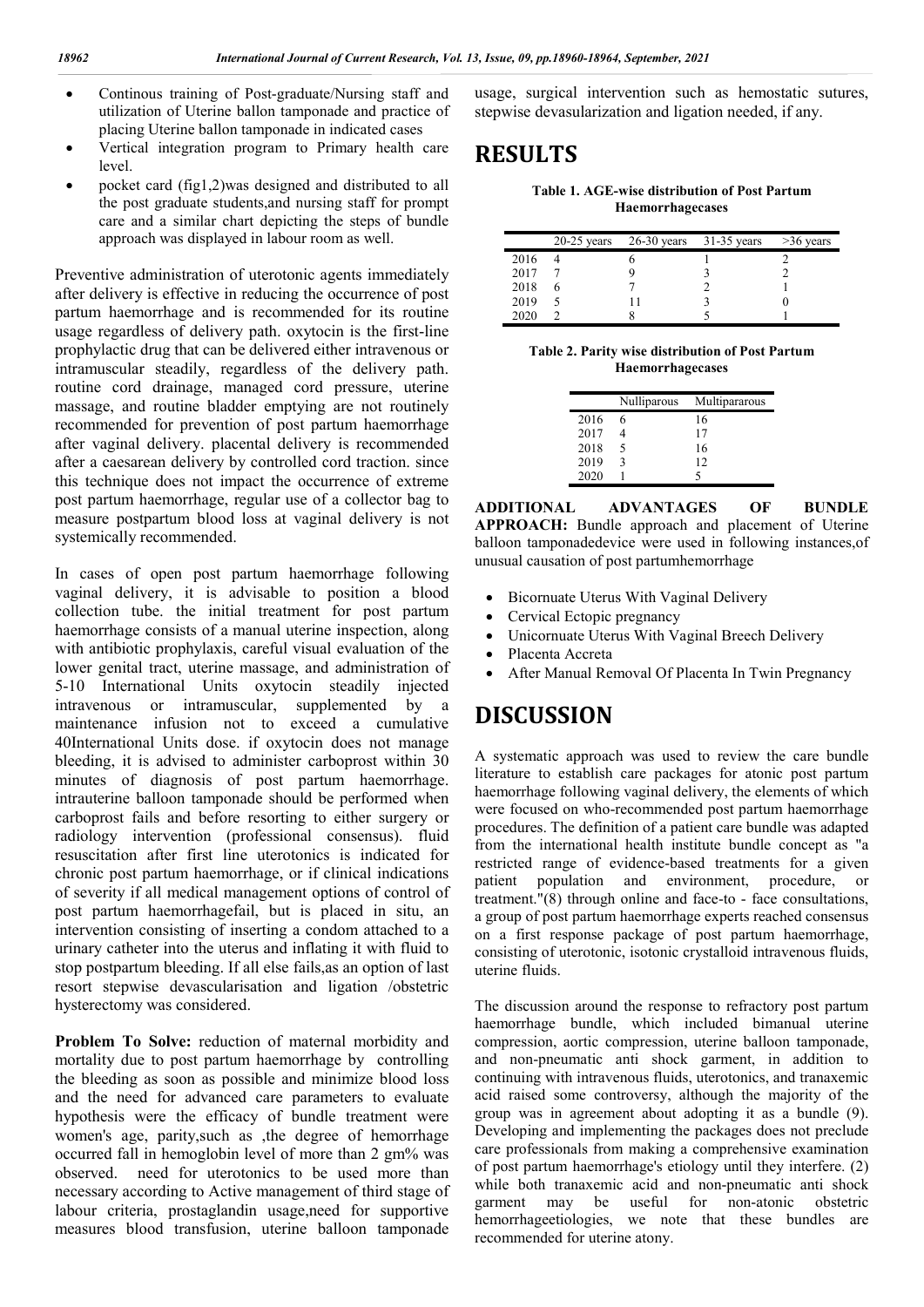- Continous training of Post-graduate/Nursing staff and utilization of Uterine ballon tamponade and practice of placing Uterine ballon tamponade in indicated cases
- Vertical integration program to Primary health care level.
- pocket card (fig1,2)was designed and distributed to all the post graduate students,and nursing staff for prompt care and a similar chart depicting the steps of bundle approach was displayed in labour room as well.

Preventive administration of uterotonic agents immediately after delivery is effective in reducing the occurrence of post partum haemorrhage and is recommended for its routine usage regardless of delivery path. oxytocin is the first-line prophylactic drug that can be delivered either intravenous or intramuscular steadily, regardless of the delivery path. routine cord drainage, managed cord pressure, uterine massage, and routine bladder emptying are not routinely recommended for prevention of post partum haemorrhage after vaginal delivery. placental delivery is recommended after a caesarean delivery by controlled cord traction. since this technique does not impact the occurrence of extreme post partum haemorrhage, regular use of a collector bag to measure postpartum blood loss at vaginal delivery is not systemically recommended.

In cases of open post partum haemorrhage following vaginal delivery, it is advisable to position a blood collection tube. the initial treatment for post partum haemorrhage consists of a manual uterine inspection, along with antibiotic prophylaxis, careful visual evaluation of the lower genital tract, uterine massage, and administration of 5-10 International Units oxytocin steadily injected intravenous or intramuscular, supplemented by a maintenance infusion not to exceed a cumulative 40International Units dose. if oxytocin does not manage bleeding, it is advised to administer carboprost within 30 minutes of diagnosis of post partum haemorrhage. intrauterine balloon tamponade should be performed when carboprost fails and before resorting to either surgery or radiology intervention (professional consensus). fluid resuscitation after first line uterotonics is indicated for chronic post partum haemorrhage, or if clinical indications of severity if all medical management options of control of post partum haemorrhagefail, but is placed in situ, an intervention consisting of inserting a condom attached to a urinary catheter into the uterus and inflating it with fluid to stop postpartum bleeding. If all else fails,as an option of last resort stepwise devascularisation and ligation /obstetric hysterectomy was considered.

**Problem To Solve:** reduction of maternal morbidity and mortality due to post partum haemorrhage by controlling the bleeding as soon as possible and minimize blood loss and the need for advanced care parameters to evaluate hypothesis were the efficacy of bundle treatment were women's age, parity,such as ,the degree of hemorrhage occurred fall in hemoglobin level of more than 2 gm% was observed. need for uterotonics to be used more than necessary according to Active management of third stage of labour criteria, prostaglandin usage,need for supportive measures blood transfusion, uterine balloon tamponade usage, surgical intervention such as hemostatic sutures, stepwise devasularization and ligation needed, if any.

# RESULTS

**Table 1. AGE-wise distribution of Post Partum Haemorrhagecases**

| | 20-25 years | 26-30 years | 31-35 years | >36 years |
|---|---|---|---|---|
| 2016 | 4 | 6 | 1 | 2 |
| 2017 | 7 | 9 | 3 | 2 |
| 2018 | 6 | 7 | 2 | 1 |
| 2019 | 5 | 11 | 3 | 0 |
| 2020 | 2 | 8 | 5 | 1 |

**Table 2. Parity wise distribution of Post Partum Haemorrhagecases**

| | Nulliparous | Multipararous |
|---|---|---|
| 2016 | 6 | 16 |
| 2017 | 4 | 17 |
| 2018 | 5 | 16 |
| 2019 | 3 | 12 |
| 2020 | 1 | 5 |

**ADDITIONAL ADVANTAGES OF BUNDLE APPROACH:** Bundle approach and placement of Uterine balloon tamponadedevice were used in following instances,of unusual causation of post partumhemorrhage

- Bicornuate Uterus With Vaginal Delivery
- Cervical Ectopic pregnancy
- Unicornuate Uterus With Vaginal Breech Delivery
- Placenta Accreta
- After Manual Removal Of Placenta In Twin Pregnancy

# DISCUSSION

A systematic approach was used to review the care bundle literature to establish care packages for atonic post partum haemorrhage following vaginal delivery, the elements of which were focused on who-recommended post partum haemorrhage procedures. The definition of a patient care bundle was adapted from the international health institute bundle concept as "a restricted range of evidence-based treatments for a given patient population and environment, procedure, or treatment."(8) through online and face-to - face consultations, a group of post partum haemorrhage experts reached consensus on a first response package of post partum haemorrhage, consisting of uterotonic, isotonic crystalloid intravenous fluids, uterine fluids.

The discussion around the response to refractory post partum haemorrhage bundle, which included bimanual uterine compression, aortic compression, uterine balloon tamponade, and non-pneumatic anti shock garment, in addition to continuing with intravenous fluids, uterotonics, and tranaxemic acid raised some controversy, although the majority of the group was in agreement about adopting it as a bundle (9). Developing and implementing the packages does not preclude care professionals from making a comprehensive examination of post partum haemorrhage's etiology until they interfere. (2) while both tranaxemic acid and non-pneumatic anti shock garment may be useful for non-atonic obstetric hemorrhageetiologies, we note that these bundles are recommended for uterine atony.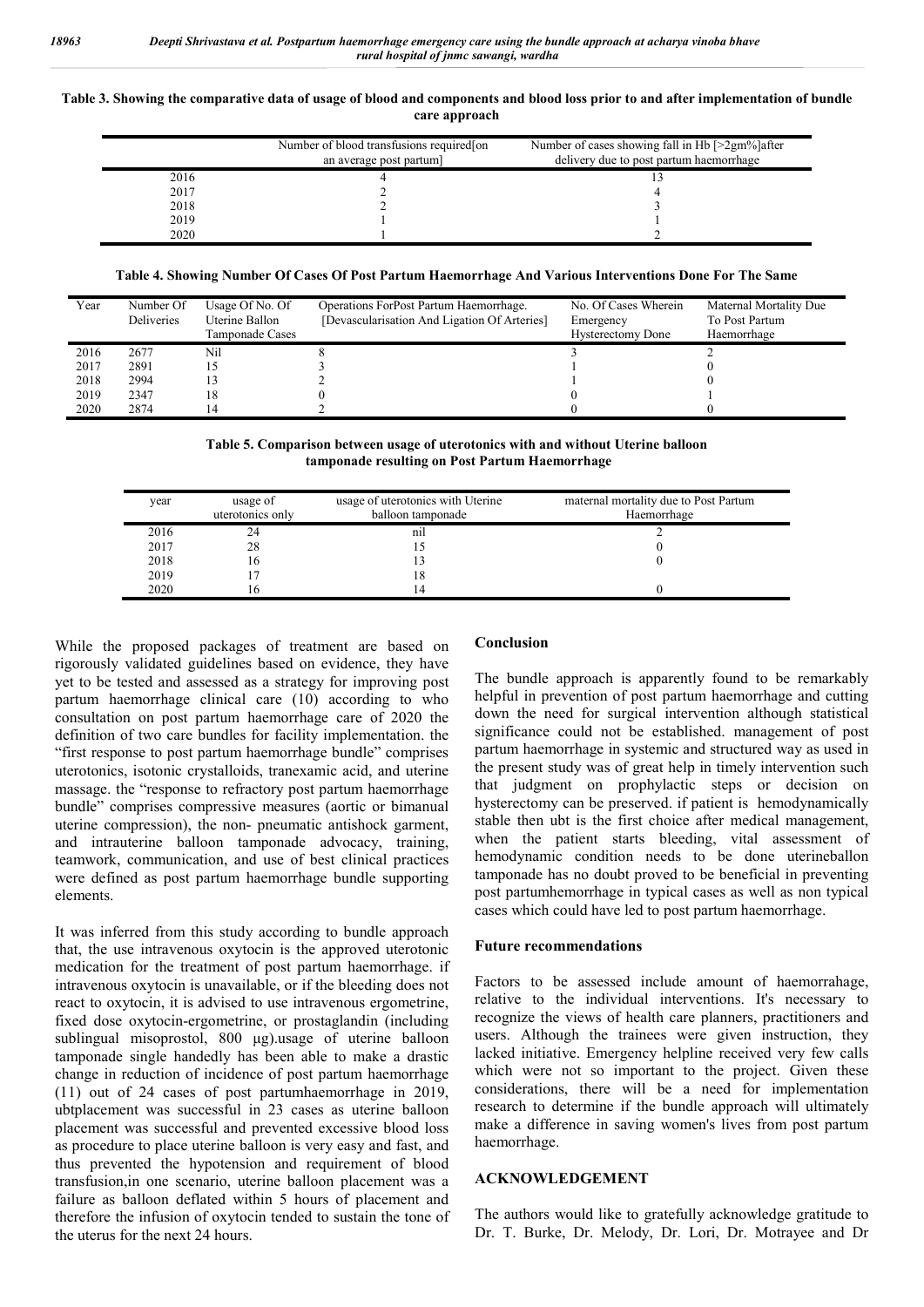**Table 3. Showing the comparative data of usage of blood and components and blood loss prior to and after implementation of bundle care approach**

| | Number of blood transfusions required[on an average post partum] | Number of cases showing fall in Hb [>2gm%]after delivery due to post partum haemorrhage |
|---|---|---|
| 2016 | 4 | 13 |
| 2017 | 2 | 4 |
| 2018 | 2 | 3 |
| 2019 | 1 | 1 |
| 2020 | 1 | 2 |

**Table 4. Showing Number Of Cases Of Post Partum Haemorrhage And Various Interventions Done For The Same**

| Year | Number Of Deliveries | Usage Of No. Of Uterine Ballon Tamponade Cases | Operations ForPost Partum Haemorrhage. [Devascularisation And Ligation Of Arteries] | No. Of Cases Wherein Emergency Hysterectomy Done | Maternal Mortality Due To Post Partum Haemorrhage |
|---|---|---|---|---|---|
| 2016 | 2677 | Nil | 8 | 3 | 2 |
| 2017 | 2891 | 15 | 3 | 1 | 0 |
| 2018 | 2994 | 13 | 2 | 1 | 0 |
| 2019 | 2347 | 18 | 0 | 0 | 1 |
| 2020 | 2874 | 14 | 2 | 0 | 0 |

**Table 5. Comparison between usage of uterotonics with and without Uterine balloon tamponade resulting on Post Partum Haemorrhage**

| year | usage of uterotonics only | usage of uterotonics with Uterine balloon tamponade | maternal mortality due to Post Partum Haemorrhage |
|---|---|---|---|
| 2016 | 24 | nil | 2 |
| 2017 | 28 | 15 | 0 |
| 2018 | 16 | 13 | 0 |
| 2019 | 17 | 18 | |
| 2020 | 16 | 14 | 0 |

While the proposed packages of treatment are based on rigorously validated guidelines based on evidence, they have yet to be tested and assessed as a strategy for improving post partum haemorrhage clinical care (10) according to who consultation on post partum haemorrhage care of 2020 the definition of two care bundles for facility implementation. the "first response to post partum haemorrhage bundle" comprises uterotonics, isotonic crystalloids, tranexamic acid, and uterine massage. the "response to refractory post partum haemorrhage bundle" comprises compressive measures (aortic or bimanual uterine compression), the non- pneumatic antishock garment, and intrauterine balloon tamponade advocacy, training, teamwork, communication, and use of best clinical practices were defined as post partum haemorrhage bundle supporting elements.

It was inferred from this study according to bundle approach that, the use intravenous oxytocin is the approved uterotonic medication for the treatment of post partum haemorrhage. if intravenous oxytocin is unavailable, or if the bleeding does not react to oxytocin, it is advised to use intravenous ergometrine, fixed dose oxytocin-ergometrine, or prostaglandin (including sublingual misoprostol, 800 µg).usage of uterine balloon tamponade single handedly has been able to make a drastic change in reduction of incidence of post partum haemorrhage (11) out of 24 cases of post partumhaemorrhage in 2019, ubtplacement was successful in 23 cases as uterine balloon placement was successful and prevented excessive blood loss as procedure to place uterine balloon is very easy and fast, and thus prevented the hypotension and requirement of blood transfusion,in one scenario, uterine balloon placement was a failure as balloon deflated within 5 hours of placement and therefore the infusion of oxytocin tended to sustain the tone of the uterus for the next 24 hours.

## Conclusion

The bundle approach is apparently found to be remarkably helpful in prevention of post partum haemorrhage and cutting down the need for surgical intervention although statistical significance could not be established. management of post partum haemorrhage in systemic and structured way as used in the present study was of great help in timely intervention such that judgment on prophylactic steps or decision on hysterectomy can be preserved. if patient is hemodynamically stable then ubt is the first choice after medical management, when the patient starts bleeding, vital assessment of hemodynamic condition needs to be done uterineballon tamponade has no doubt proved to be beneficial in preventing post partumhemorrhage in typical cases as well as non typical cases which could have led to post partum haemorrhage.

## Future recommendations

Factors to be assessed include amount of haemorrahage, relative to the individual interventions. It's necessary to recognize the views of health care planners, practitioners and users. Although the trainees were given instruction, they lacked initiative. Emergency helpline received very few calls which were not so important to the project. Given these considerations, there will be a need for implementation research to determine if the bundle approach will ultimately make a difference in saving women's lives from post partum haemorrhage.

## ACKNOWLEDGEMENT

The authors would like to gratefully acknowledge gratitude to Dr. T. Burke, Dr. Melody, Dr. Lori, Dr. Motrayee and Dr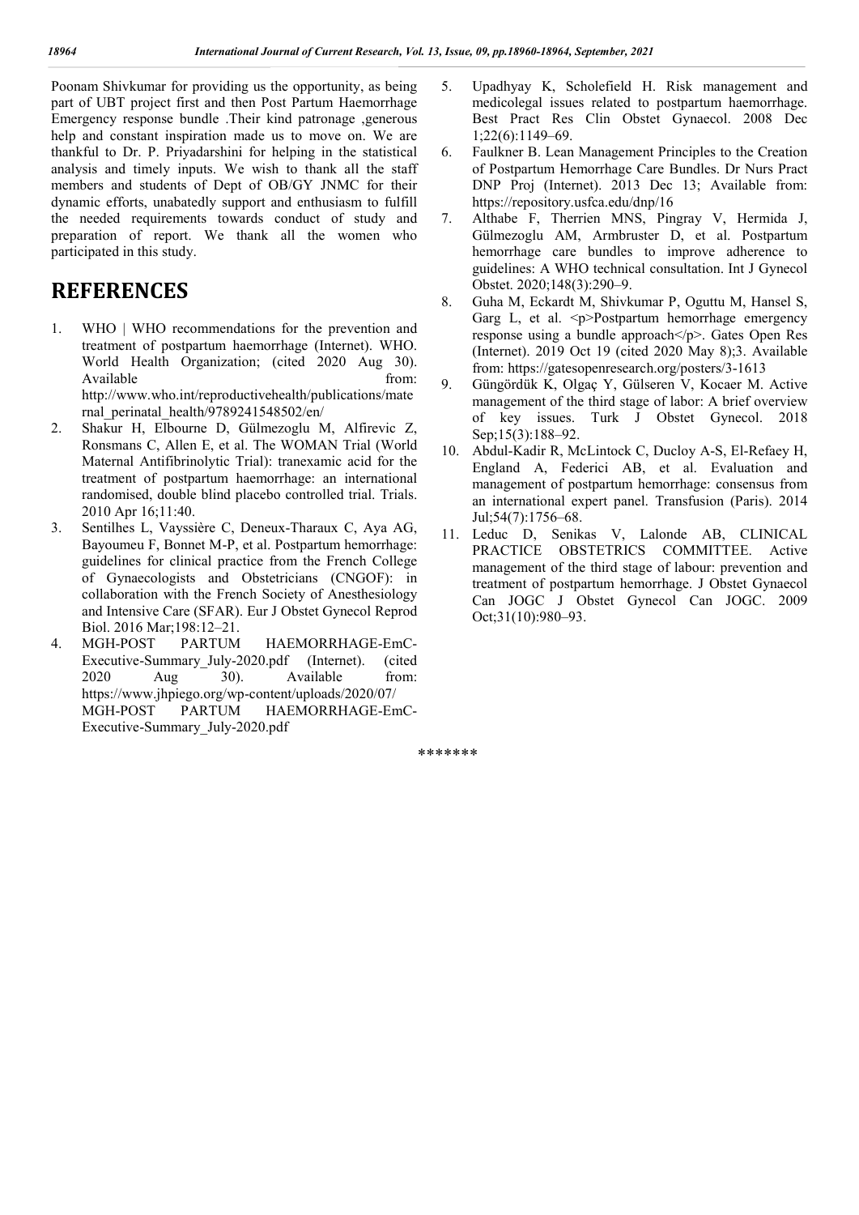Poonam Shivkumar for providing us the opportunity, as being part of UBT project first and then Post Partum Haemorrhage Emergency response bundle .Their kind patronage ,generous help and constant inspiration made us to move on. We are thankful to Dr. P. Priyadarshini for helping in the statistical analysis and timely inputs. We wish to thank all the staff members and students of Dept of OB/GY JNMC for their dynamic efforts, unabatedly support and enthusiasm to fulfill the needed requirements towards conduct of study and preparation of report. We thank all the women who participated in this study.

# REFERENCES

1. WHO | WHO recommendations for the prevention and treatment of postpartum haemorrhage (Internet). WHO. World Health Organization; (cited 2020 Aug 30). Available from: http://www.who.int/reproductivehealth/publications/maternal_perinatal_health/9789241548502/en/
2. Shakur H, Elbourne D, Gülmezoglu M, Alfirevic Z, Ronsmans C, Allen E, et al. The WOMAN Trial (World Maternal Antifibrinolytic Trial): tranexamic acid for the treatment of postpartum haemorrhage: an international randomised, double blind placebo controlled trial. Trials. 2010 Apr 16;11:40.
3. Sentilhes L, Vayssière C, Deneux-Tharaux C, Aya AG, Bayoumeu F, Bonnet M-P, et al. Postpartum hemorrhage: guidelines for clinical practice from the French College of Gynaecologists and Obstetricians (CNGOF): in collaboration with the French Society of Anesthesiology and Intensive Care (SFAR). Eur J Obstet Gynecol Reprod Biol. 2016 Mar;198:12–21.
4. MGH-POST PARTUM HAEMORRHAGE-EmC-Executive-Summary_July-2020.pdf (Internet). (cited 2020 Aug 30). Available from: https://www.jhpiego.org/wp-content/uploads/2020/07/ MGH-POST PARTUM HAEMORRHAGE-EmC-Executive-Summary_July-2020.pdf
5. Upadhyay K, Scholefield H. Risk management and medicolegal issues related to postpartum haemorrhage. Best Pract Res Clin Obstet Gynaecol. 2008 Dec 1;22(6):1149–69.
6. Faulkner B. Lean Management Principles to the Creation of Postpartum Hemorrhage Care Bundles. Dr Nurs Pract DNP Proj (Internet). 2013 Dec 13; Available from: https://repository.usfca.edu/dnp/16
7. Althabe F, Therrien MNS, Pingray V, Hermida J, Gülmezoglu AM, Armbruster D, et al. Postpartum hemorrhage care bundles to improve adherence to guidelines: A WHO technical consultation. Int J Gynecol Obstet. 2020;148(3):290–9.
8. Guha M, Eckardt M, Shivkumar P, Oguttu M, Hansel S, Garg L, et al. <p>Postpartum hemorrhage emergency response using a bundle approach</p>. Gates Open Res (Internet). 2019 Oct 19 (cited 2020 May 8);3. Available from: https://gatesopenresearch.org/posters/3-1613
9. Güngördük K, Olgaç Y, Gülseren V, Kocaer M. Active management of the third stage of labor: A brief overview of key issues. Turk J Obstet Gynecol. 2018 Sep;15(3):188–92.
10. Abdul-Kadir R, McLintock C, Ducloy A-S, El-Refaey H, England A, Federici AB, et al. Evaluation and management of postpartum hemorrhage: consensus from an international expert panel. Transfusion (Paris). 2014 Jul;54(7):1756–68.
11. Leduc D, Senikas V, Lalonde AB, CLINICAL PRACTICE OBSTETRICS COMMITTEE. Active management of the third stage of labour: prevention and treatment of postpartum hemorrhage. J Obstet Gynaecol Can JOGC J Obstet Gynecol Can JOGC. 2009 Oct;31(10):980–93.

*******